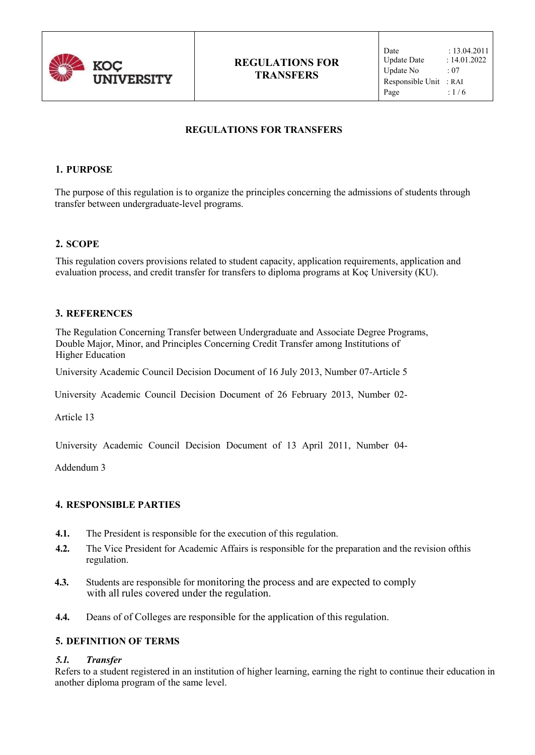# REGULATIONS FOR TRANSFERS

## 1. PURPOSE

The purpose of this regulation is to organize the principles concerning the admissions of students through transfer between undergraduate-level programs.

## 2. SCOPE

This regulation covers provisions related to student capacity, application requirements, application and evaluation process, and credit transfer for transfers to diploma programs at Koç University (KU).

## 3. REFERENCES

The Regulation Concerning Transfer between Undergraduate and Associate Degree Programs, Double Major, Minor, and Principles Concerning Credit Transfer among Institutions of Higher Education

University Academic Council Decision Document of 16 July 2013, Number 07-Article 5

University Academic Council Decision Document of 26 February 2013, Number 02-Article 13

University Academic Council Decision Document of 13 April 2011, Number 04-Addendum 3

## 4. RESPONSIBLE PARTIES

**4.1.** The President is responsible for the execution of this regulation.

**4.2.** The Vice President for Academic Affairs is responsible for the preparation and the revision ofthis regulation.

**4.3.** Students are responsible for monitoring the process and are expected to comply with all rules covered under the regulation.

**4.4.** Deans of of Colleges are responsible for the application of this regulation.

## 5. DEFINITION OF TERMS

### *5.1. Transfer*

Refers to a student registered in an institution of higher learning, earning the right to continue their education in another diploma program of the same level.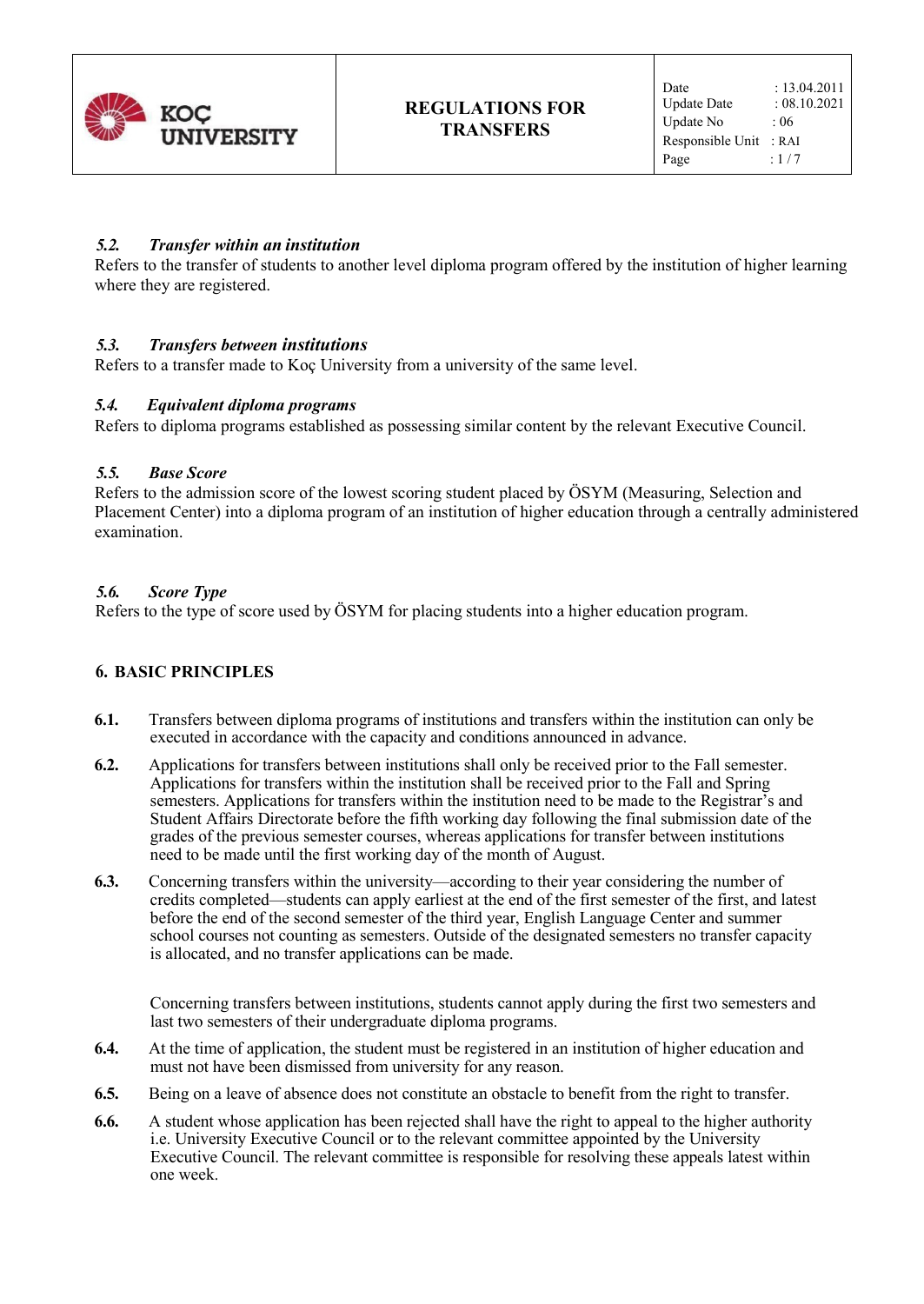### *5.2. Transfer within an institution*

Refers to the transfer of students to another level diploma program offered by the institution of higher learning where they are registered.

### *5.3. Transfers between institutions*

Refers to a transfer made to Koç University from a university of the same level.

### *5.4. Equivalent diploma programs*

Refers to diploma programs established as possessing similar content by the relevant Executive Council.

### *5.5. Base Score*

Refers to the admission score of the lowest scoring student placed by ÖSYM (Measuring, Selection and Placement Center) into a diploma program of an institution of higher education through a centrally administered examination.

### *5.6. Score Type*

Refers to the type of score used by ÖSYM for placing students into a higher education program.

## 6. BASIC PRINCIPLES

**6.1.** Transfers between diploma programs of institutions and transfers within the institution can only be executed in accordance with the capacity and conditions announced in advance.

**6.2.** Applications for transfers between institutions shall only be received prior to the Fall semester. Applications for transfers within the institution shall be received prior to the Fall and Spring semesters. Applications for transfers within the institution need to be made to the Registrar's and Student Affairs Directorate before the fifth working day following the final submission date of the grades of the previous semester courses, whereas applications for transfer between institutions need to be made until the first working day of the month of August.

**6.3.** Concerning transfers within the university—according to their year considering the number of credits completed—students can apply earliest at the end of the first semester of the first, and latest before the end of the second semester of the third year, English Language Center and summer school courses not counting as semesters. Outside of the designated semesters no transfer capacity is allocated, and no transfer applications can be made.

Concerning transfers between institutions, students cannot apply during the first two semesters and last two semesters of their undergraduate diploma programs.

**6.4.** At the time of application, the student must be registered in an institution of higher education and must not have been dismissed from university for any reason.

**6.5.** Being on a leave of absence does not constitute an obstacle to benefit from the right to transfer.

**6.6.** A student whose application has been rejected shall have the right to appeal to the higher authority i.e. University Executive Council or to the relevant committee appointed by the University Executive Council. The relevant committee is responsible for resolving these appeals latest within one week.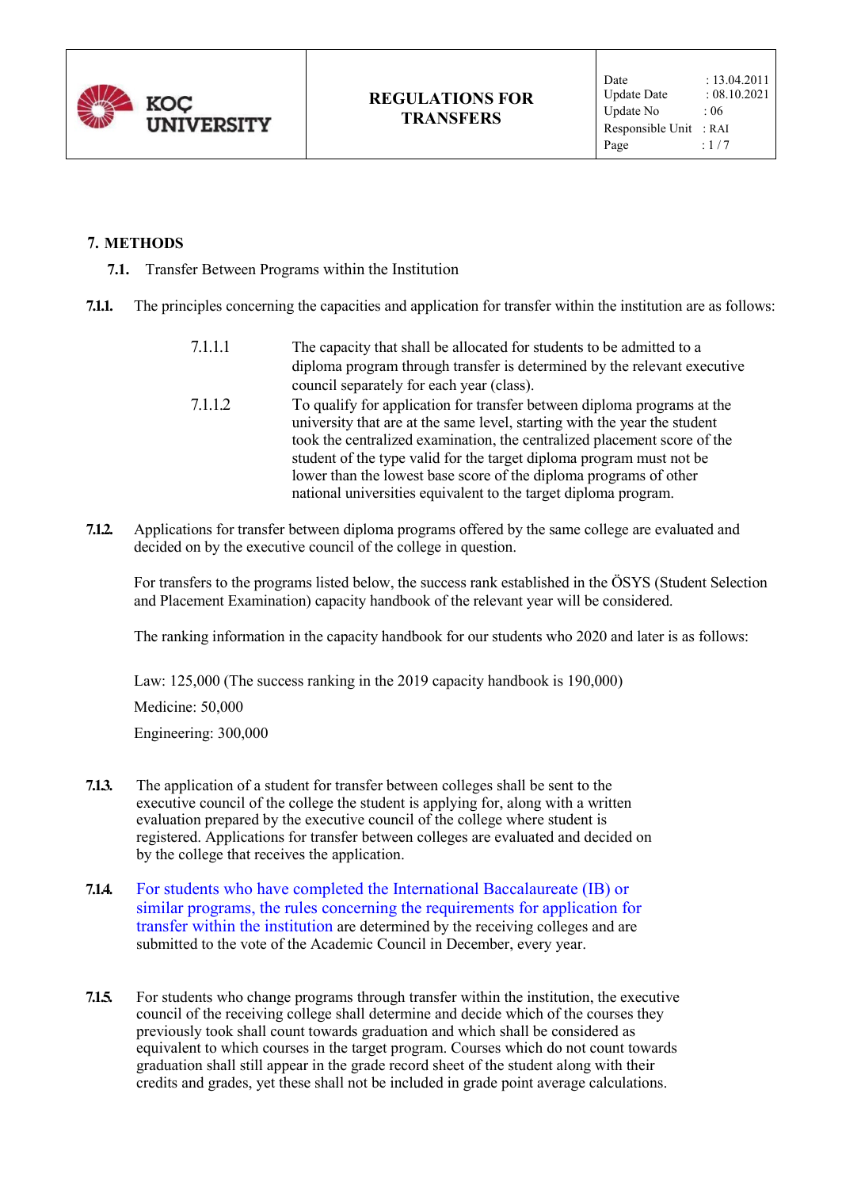## 7. METHODS

### 7.1. Transfer Between Programs within the Institution

**7.1.1.** The principles concerning the capacities and application for transfer within the institution are as follows:

7.1.1.1 The capacity that shall be allocated for students to be admitted to a diploma program through transfer is determined by the relevant executive council separately for each year (class).

7.1.1.2 To qualify for application for transfer between diploma programs at the university that are at the same level, starting with the year the student took the centralized examination, the centralized placement score of the student of the type valid for the target diploma program must not be lower than the lowest base score of the diploma programs of other national universities equivalent to the target diploma program.

**7.1.2.** Applications for transfer between diploma programs offered by the same college are evaluated and decided on by the executive council of the college in question.

For transfers to the programs listed below, the success rank established in the ÖSYS (Student Selection and Placement Examination) capacity handbook of the relevant year will be considered.

The ranking information in the capacity handbook for our students who 2020 and later is as follows:

Law: 125,000 (The success ranking in the 2019 capacity handbook is 190,000)

Medicine: 50,000

Engineering: 300,000

**7.1.3.** The application of a student for transfer between colleges shall be sent to the executive council of the college the student is applying for, along with a written evaluation prepared by the executive council of the college where student is registered. Applications for transfer between colleges are evaluated and decided on by the college that receives the application.

**7.1.4.** For students who have completed the International Baccalaureate (IB) or similar programs, the rules concerning the requirements for application for transfer within the institution are determined by the receiving colleges and are submitted to the vote of the Academic Council in December, every year.

**7.1.5.** For students who change programs through transfer within the institution, the executive council of the receiving college shall determine and decide which of the courses they previously took shall count towards graduation and which shall be considered as equivalent to which courses in the target program. Courses which do not count towards graduation shall still appear in the grade record sheet of the student along with their credits and grades, yet these shall not be included in grade point average calculations.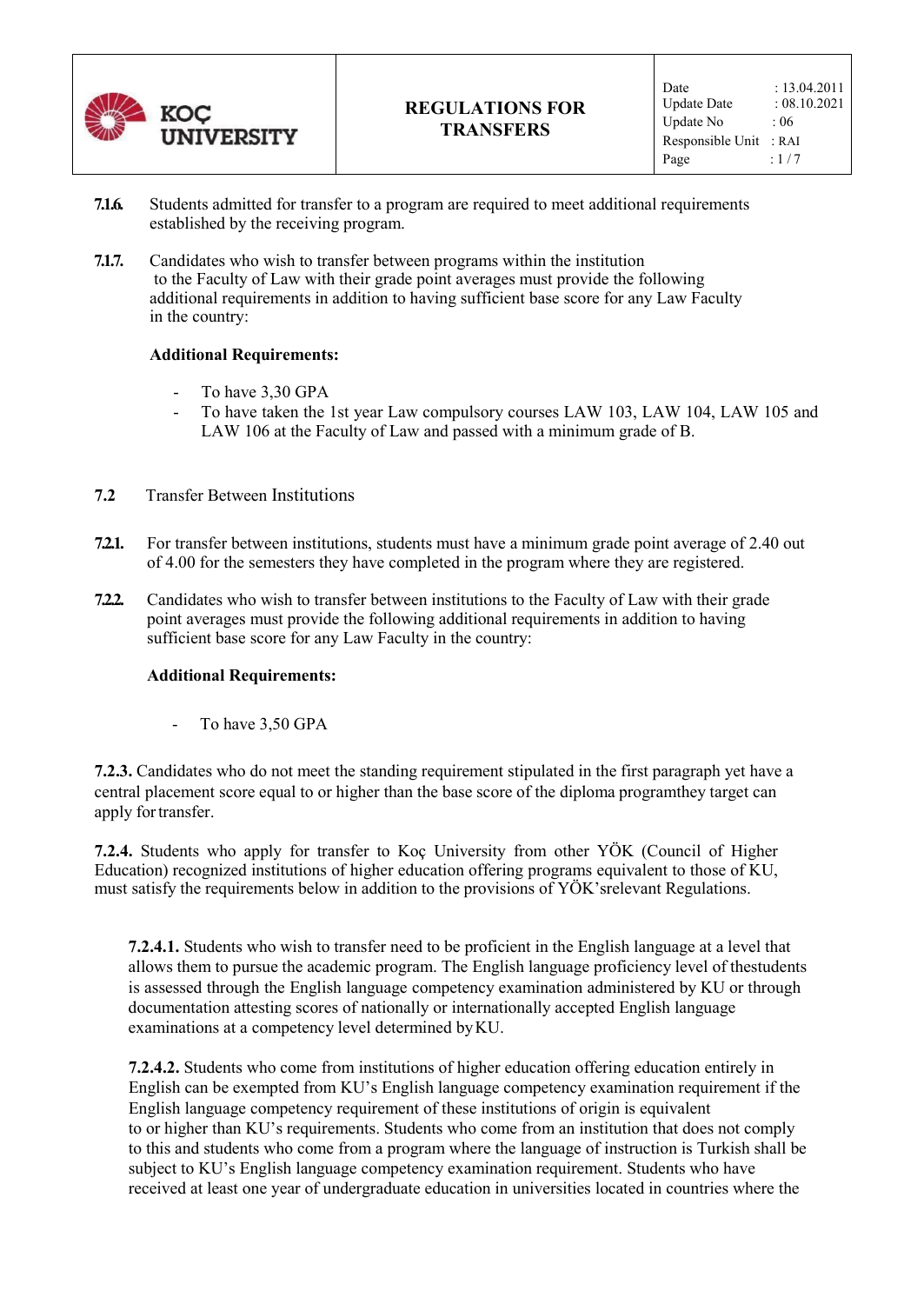**7.1.6.** Students admitted for transfer to a program are required to meet additional requirements established by the receiving program.

**7.1.7.** Candidates who wish to transfer between programs within the institution to the Faculty of Law with their grade point averages must provide the following additional requirements in addition to having sufficient base score for any Law Faculty in the country:

**Additional Requirements:**

- To have 3,30 GPA
- To have taken the 1st year Law compulsory courses LAW 103, LAW 104, LAW 105 and LAW 106 at the Faculty of Law and passed with a minimum grade of B.

**7.2** Transfer Between Institutions

**7.2.1.** For transfer between institutions, students must have a minimum grade point average of 2.40 out of 4.00 for the semesters they have completed in the program where they are registered.

**7.2.2.** Candidates who wish to transfer between institutions to the Faculty of Law with their grade point averages must provide the following additional requirements in addition to having sufficient base score for any Law Faculty in the country:

**Additional Requirements:**

- To have 3,50 GPA

**7.2.3.** Candidates who do not meet the standing requirement stipulated in the first paragraph yet have a central placement score equal to or higher than the base score of the diploma programthey target can apply for transfer.

**7.2.4.** Students who apply for transfer to Koç University from other YÖK (Council of Higher Education) recognized institutions of higher education offering programs equivalent to those of KU, must satisfy the requirements below in addition to the provisions of YÖK'srelevant Regulations.

**7.2.4.1.** Students who wish to transfer need to be proficient in the English language at a level that allows them to pursue the academic program. The English language proficiency level of thestudents is assessed through the English language competency examination administered by KU or through documentation attesting scores of nationally or internationally accepted English language examinations at a competency level determined by KU.

**7.2.4.2.** Students who come from institutions of higher education offering education entirely in English can be exempted from KU's English language competency examination requirement if the English language competency requirement of these institutions of origin is equivalent to or higher than KU's requirements. Students who come from an institution that does not comply to this and students who come from a program where the language of instruction is Turkish shall be subject to KU's English language competency examination requirement. Students who have received at least one year of undergraduate education in universities located in countries where the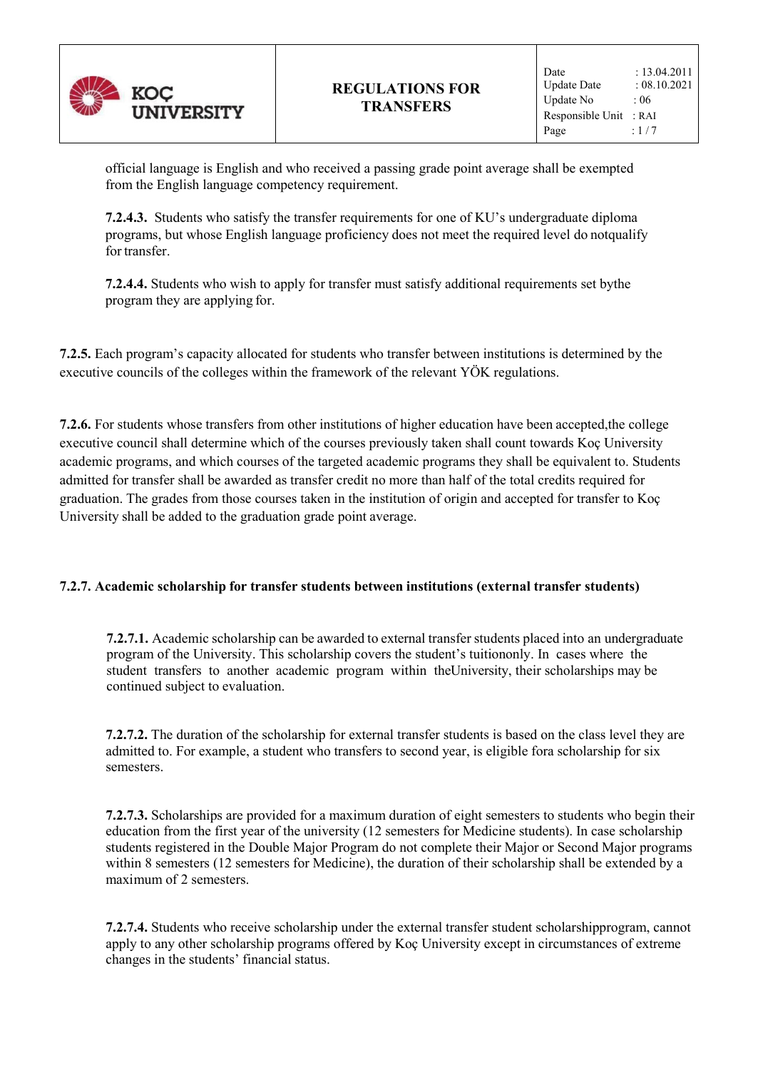official language is English and who received a passing grade point average shall be exempted from the English language competency requirement.

**7.2.4.3.** Students who satisfy the transfer requirements for one of KU's undergraduate diploma programs, but whose English language proficiency does not meet the required level do notqualify for transfer.

**7.2.4.4.** Students who wish to apply for transfer must satisfy additional requirements set bythe program they are applying for.

**7.2.5.** Each program's capacity allocated for students who transfer between institutions is determined by the executive councils of the colleges within the framework of the relevant YÖK regulations.

**7.2.6.** For students whose transfers from other institutions of higher education have been accepted,the college executive council shall determine which of the courses previously taken shall count towards Koç University academic programs, and which courses of the targeted academic programs they shall be equivalent to. Students admitted for transfer shall be awarded as transfer credit no more than half of the total credits required for graduation. The grades from those courses taken in the institution of origin and accepted for transfer to Koç University shall be added to the graduation grade point average.

### 7.2.7. Academic scholarship for transfer students between institutions (external transfer students)

**7.2.7.1.** Academic scholarship can be awarded to external transfer students placed into an undergraduate program of the University. This scholarship covers the student's tuitiononly. In cases where the student transfers to another academic program within theUniversity, their scholarships may be continued subject to evaluation.

**7.2.7.2.** The duration of the scholarship for external transfer students is based on the class level they are admitted to. For example, a student who transfers to second year, is eligible fora scholarship for six semesters.

**7.2.7.3.** Scholarships are provided for a maximum duration of eight semesters to students who begin their education from the first year of the university (12 semesters for Medicine students). In case scholarship students registered in the Double Major Program do not complete their Major or Second Major programs within 8 semesters (12 semesters for Medicine), the duration of their scholarship shall be extended by a maximum of 2 semesters.

**7.2.7.4.** Students who receive scholarship under the external transfer student scholarshipprogram, cannot apply to any other scholarship programs offered by Koç University except in circumstances of extreme changes in the students' financial status.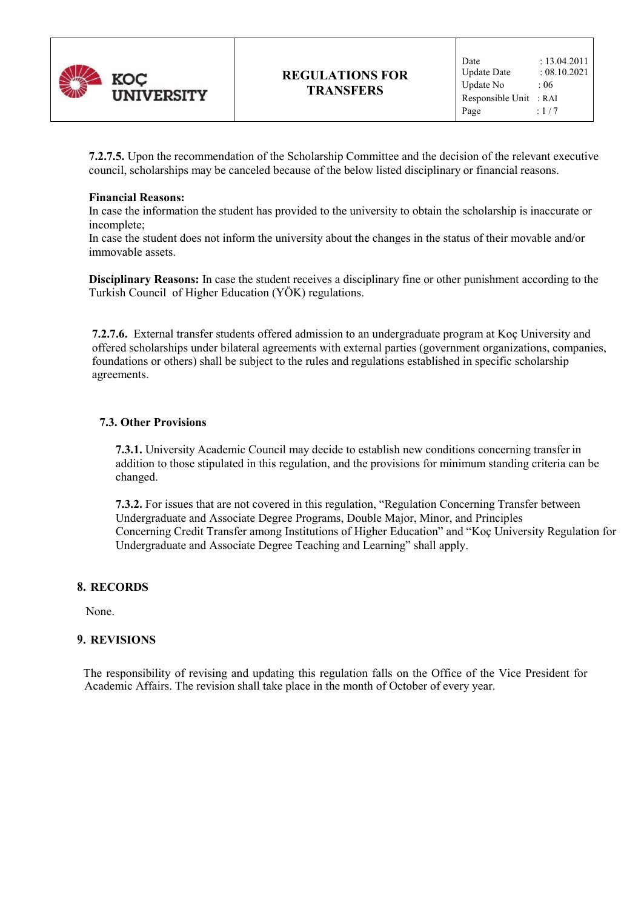**7.2.7.5.** Upon the recommendation of the Scholarship Committee and the decision of the relevant executive council, scholarships may be canceled because of the below listed disciplinary or financial reasons.

**Financial Reasons:**
In case the information the student has provided to the university to obtain the scholarship is inaccurate or incomplete;
In case the student does not inform the university about the changes in the status of their movable and/or immovable assets.

**Disciplinary Reasons:** In case the student receives a disciplinary fine or other punishment according to the Turkish Council of Higher Education (YÖK) regulations.

**7.2.7.6.** External transfer students offered admission to an undergraduate program at Koç University and offered scholarships under bilateral agreements with external parties (government organizations, companies, foundations or others) shall be subject to the rules and regulations established in specific scholarship agreements.

### 7.3. Other Provisions

**7.3.1.** University Academic Council may decide to establish new conditions concerning transfer in addition to those stipulated in this regulation, and the provisions for minimum standing criteria can be changed.

**7.3.2.** For issues that are not covered in this regulation, "Regulation Concerning Transfer between Undergraduate and Associate Degree Programs, Double Major, Minor, and Principles Concerning Credit Transfer among Institutions of Higher Education" and "Koç University Regulation for Undergraduate and Associate Degree Teaching and Learning" shall apply.

## 8. RECORDS

None.

## 9. REVISIONS

The responsibility of revising and updating this regulation falls on the Office of the Vice President for Academic Affairs. The revision shall take place in the month of October of every year.